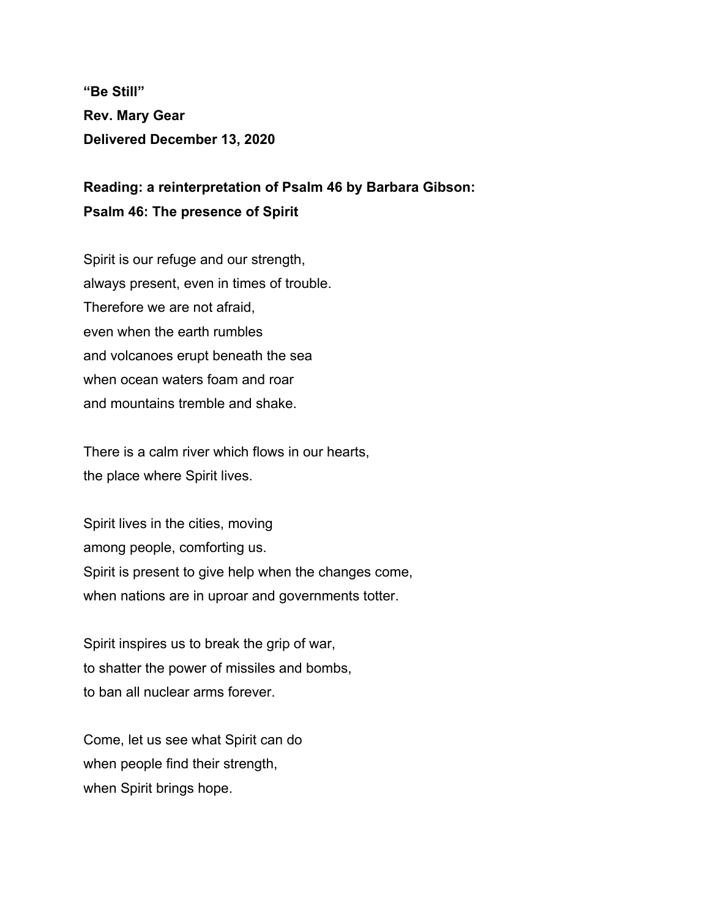**“Be Still”**

**Rev. Mary Gear**

**Delivered December 13, 2020**

**Reading: a reinterpretation of Psalm 46 by Barbara Gibson:**

**Psalm 46: The presence of Spirit**

Spirit is our refuge and our strength,
always present, even in times of trouble.
Therefore we are not afraid,
even when the earth rumbles
and volcanoes erupt beneath the sea
when ocean waters foam and roar
and mountains tremble and shake.

There is a calm river which flows in our hearts,
the place where Spirit lives.

Spirit lives in the cities, moving
among people, comforting us.
Spirit is present to give help when the changes come,
when nations are in uproar and governments totter.

Spirit inspires us to break the grip of war,
to shatter the power of missiles and bombs,
to ban all nuclear arms forever.

Come, let us see what Spirit can do
when people find their strength,
when Spirit brings hope.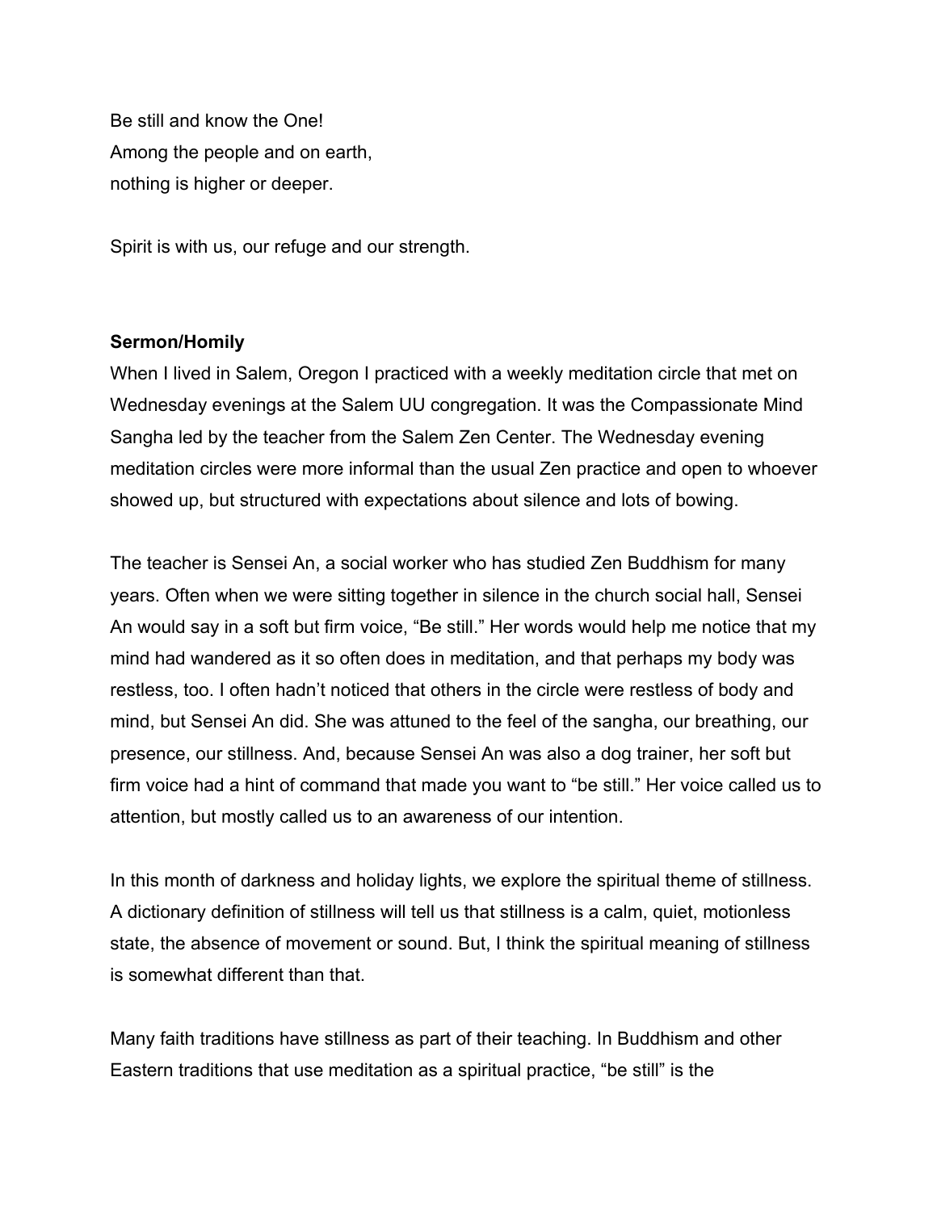Be still and know the One!  
Among the people and on earth,  
nothing is higher or deeper.

Spirit is with us, our refuge and our strength.

**Sermon/Homily**

When I lived in Salem, Oregon I practiced with a weekly meditation circle that met on Wednesday evenings at the Salem UU congregation. It was the Compassionate Mind Sangha led by the teacher from the Salem Zen Center. The Wednesday evening meditation circles were more informal than the usual Zen practice and open to whoever showed up, but structured with expectations about silence and lots of bowing.

The teacher is Sensei An, a social worker who has studied Zen Buddhism for many years. Often when we were sitting together in silence in the church social hall, Sensei An would say in a soft but firm voice, "Be still." Her words would help me notice that my mind had wandered as it so often does in meditation, and that perhaps my body was restless, too. I often hadn't noticed that others in the circle were restless of body and mind, but Sensei An did. She was attuned to the feel of the sangha, our breathing, our presence, our stillness. And, because Sensei An was also a dog trainer, her soft but firm voice had a hint of command that made you want to "be still." Her voice called us to attention, but mostly called us to an awareness of our intention.

In this month of darkness and holiday lights, we explore the spiritual theme of stillness. A dictionary definition of stillness will tell us that stillness is a calm, quiet, motionless state, the absence of movement or sound. But, I think the spiritual meaning of stillness is somewhat different than that.

Many faith traditions have stillness as part of their teaching. In Buddhism and other Eastern traditions that use meditation as a spiritual practice, "be still" is the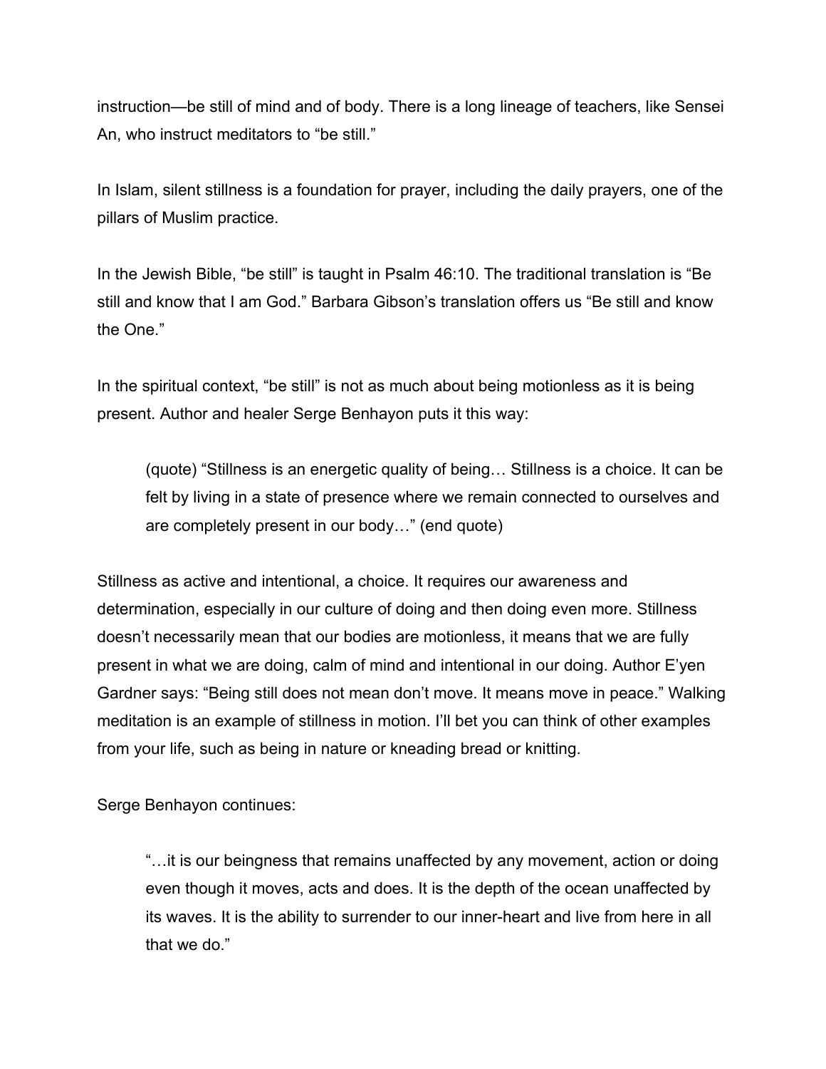instruction—be still of mind and of body. There is a long lineage of teachers, like Sensei An, who instruct meditators to "be still."

In Islam, silent stillness is a foundation for prayer, including the daily prayers, one of the pillars of Muslim practice.

In the Jewish Bible, "be still" is taught in Psalm 46:10. The traditional translation is "Be still and know that I am God." Barbara Gibson's translation offers us "Be still and know the One."

In the spiritual context, "be still" is not as much about being motionless as it is being present. Author and healer Serge Benhayon puts it this way:

> (quote) "Stillness is an energetic quality of being… Stillness is a choice. It can be felt by living in a state of presence where we remain connected to ourselves and are completely present in our body…" (end quote)

Stillness as active and intentional, a choice. It requires our awareness and determination, especially in our culture of doing and then doing even more. Stillness doesn't necessarily mean that our bodies are motionless, it means that we are fully present in what we are doing, calm of mind and intentional in our doing. Author E'yen Gardner says: "Being still does not mean don't move. It means move in peace." Walking meditation is an example of stillness in motion. I'll bet you can think of other examples from your life, such as being in nature or kneading bread or knitting.

Serge Benhayon continues:

> "…it is our beingness that remains unaffected by any movement, action or doing even though it moves, acts and does. It is the depth of the ocean unaffected by its waves. It is the ability to surrender to our inner-heart and live from here in all that we do."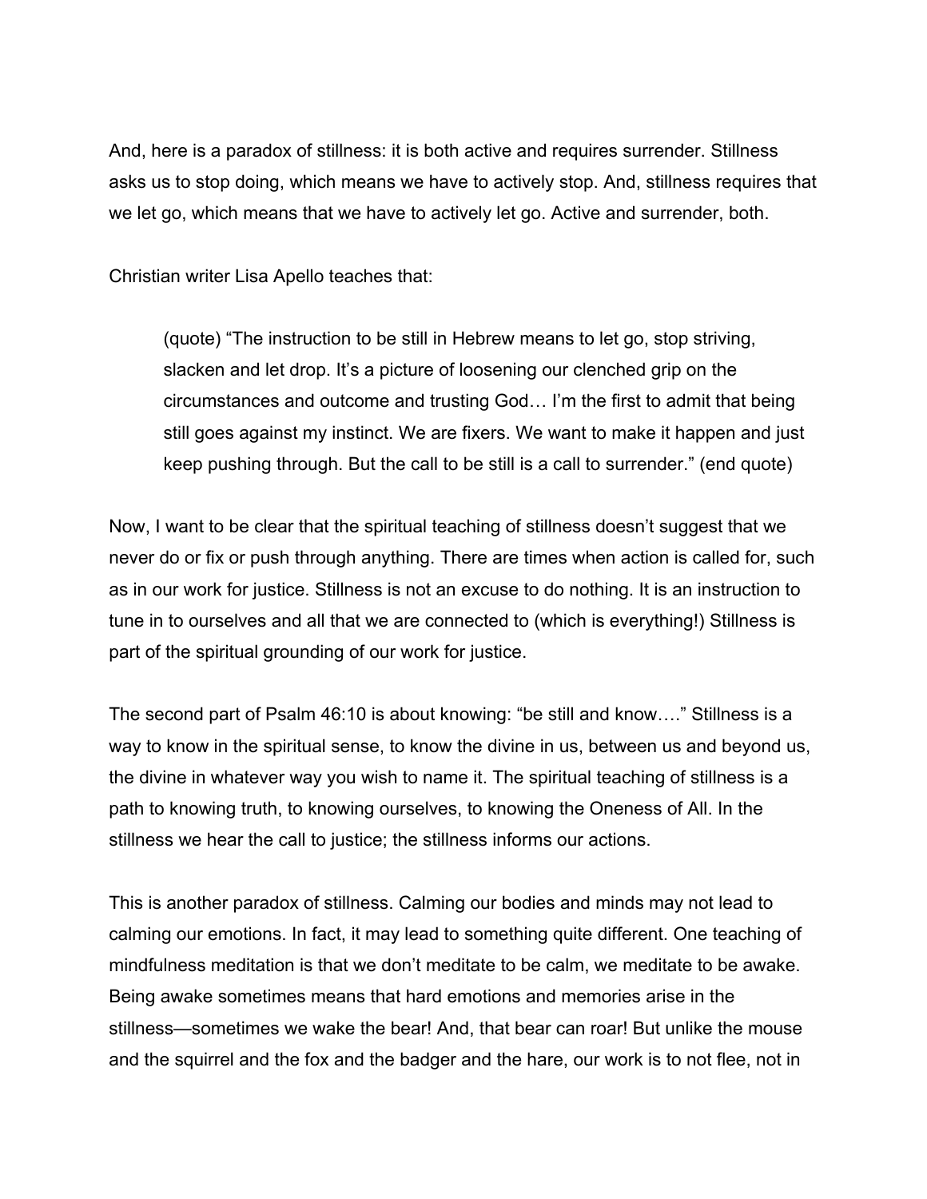And, here is a paradox of stillness: it is both active and requires surrender. Stillness asks us to stop doing, which means we have to actively stop. And, stillness requires that we let go, which means that we have to actively let go. Active and surrender, both.

Christian writer Lisa Apello teaches that:

> (quote) "The instruction to be still in Hebrew means to let go, stop striving, slacken and let drop. It's a picture of loosening our clenched grip on the circumstances and outcome and trusting God… I'm the first to admit that being still goes against my instinct. We are fixers. We want to make it happen and just keep pushing through. But the call to be still is a call to surrender." (end quote)

Now, I want to be clear that the spiritual teaching of stillness doesn't suggest that we never do or fix or push through anything. There are times when action is called for, such as in our work for justice. Stillness is not an excuse to do nothing. It is an instruction to tune in to ourselves and all that we are connected to (which is everything!) Stillness is part of the spiritual grounding of our work for justice.

The second part of Psalm 46:10 is about knowing: "be still and know…." Stillness is a way to know in the spiritual sense, to know the divine in us, between us and beyond us, the divine in whatever way you wish to name it. The spiritual teaching of stillness is a path to knowing truth, to knowing ourselves, to knowing the Oneness of All. In the stillness we hear the call to justice; the stillness informs our actions.

This is another paradox of stillness. Calming our bodies and minds may not lead to calming our emotions. In fact, it may lead to something quite different. One teaching of mindfulness meditation is that we don't meditate to be calm, we meditate to be awake. Being awake sometimes means that hard emotions and memories arise in the stillness—sometimes we wake the bear! And, that bear can roar! But unlike the mouse and the squirrel and the fox and the badger and the hare, our work is to not flee, not in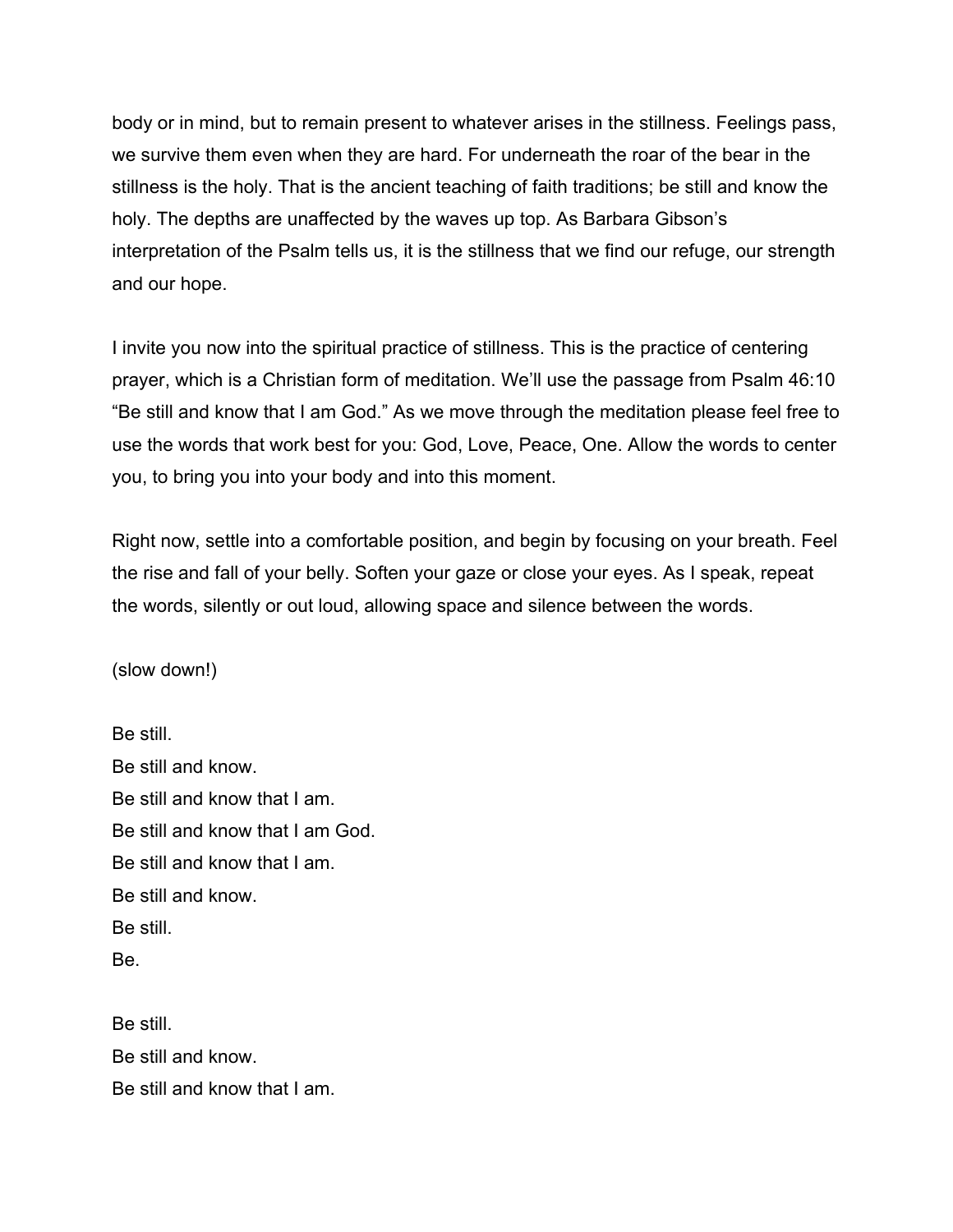body or in mind, but to remain present to whatever arises in the stillness. Feelings pass, we survive them even when they are hard. For underneath the roar of the bear in the stillness is the holy. That is the ancient teaching of faith traditions; be still and know the holy. The depths are unaffected by the waves up top. As Barbara Gibson's interpretation of the Psalm tells us, it is the stillness that we find our refuge, our strength and our hope.

I invite you now into the spiritual practice of stillness. This is the practice of centering prayer, which is a Christian form of meditation. We'll use the passage from Psalm 46:10 "Be still and know that I am God." As we move through the meditation please feel free to use the words that work best for you: God, Love, Peace, One. Allow the words to center you, to bring you into your body and into this moment.

Right now, settle into a comfortable position, and begin by focusing on your breath. Feel the rise and fall of your belly. Soften your gaze or close your eyes. As I speak, repeat the words, silently or out loud, allowing space and silence between the words.

(slow down!)

Be still.  
Be still and know.  
Be still and know that I am.  
Be still and know that I am God.  
Be still and know that I am.  
Be still and know.  
Be still.  
Be.

Be still.  
Be still and know.  
Be still and know that I am.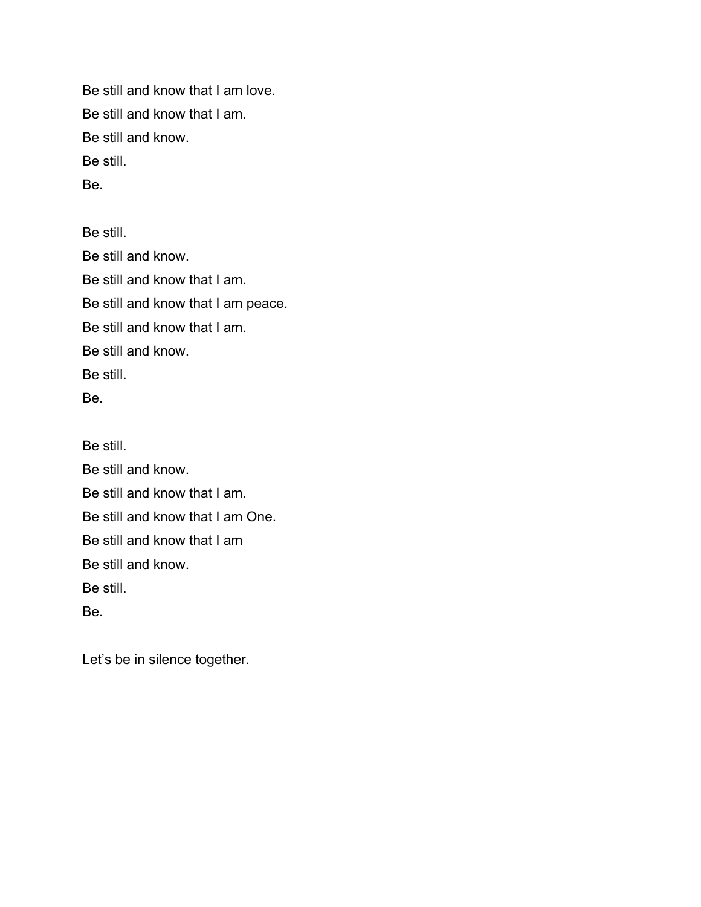Be still and know that I am love.  
Be still and know that I am.  
Be still and know.  
Be still.  
Be.

Be still.  
Be still and know.  
Be still and know that I am.  
Be still and know that I am peace.  
Be still and know that I am.  
Be still and know.  
Be still.  
Be.

Be still.  
Be still and know.  
Be still and know that I am.  
Be still and know that I am One.  
Be still and know that I am  
Be still and know.  
Be still.  
Be.

Let's be in silence together.